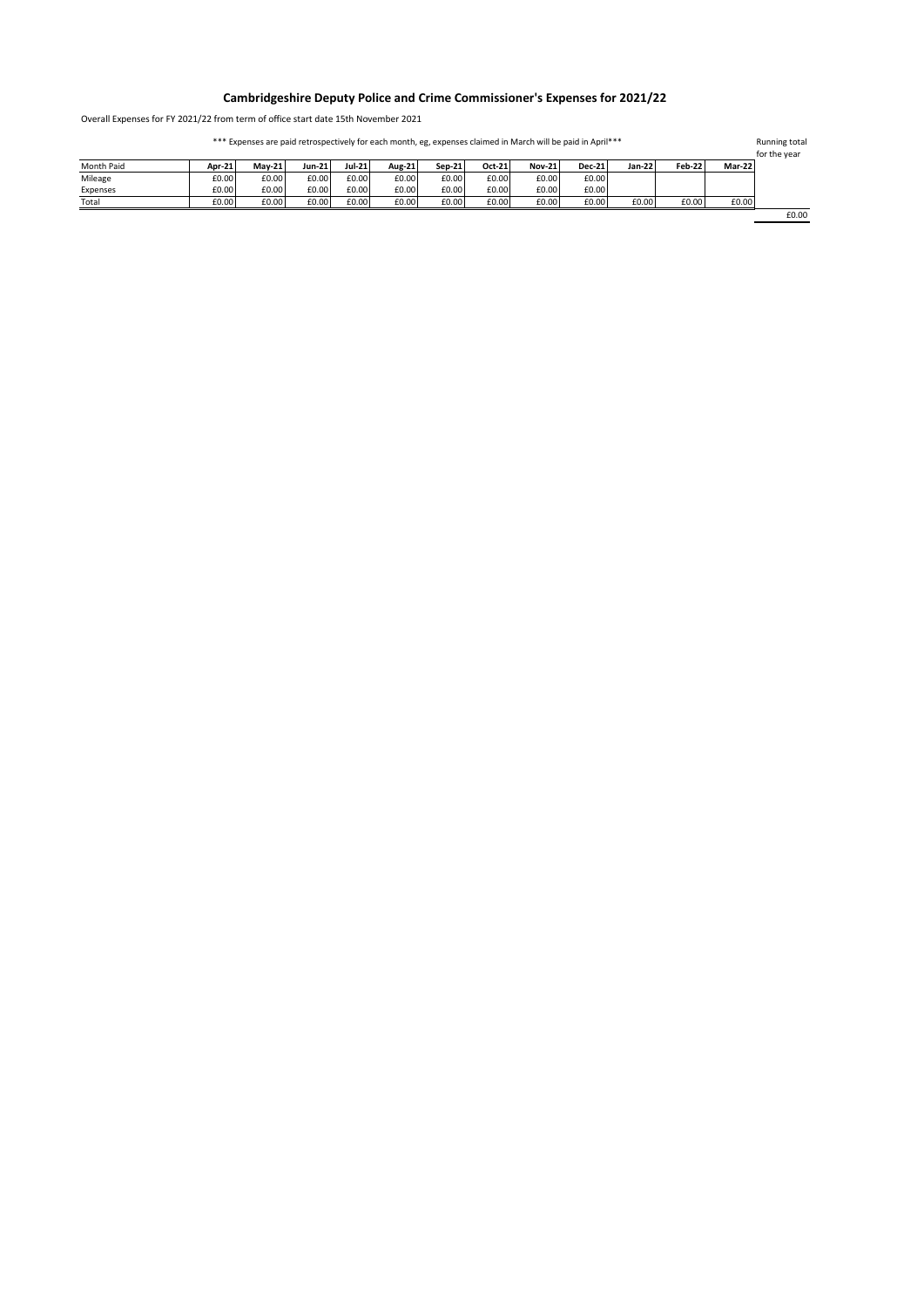# Cambridgeshire Deputy Police and Crime Commissioner's Expenses for 2021/22

Overall Expenses for FY 2021/22 from term of office start date 15th November 2021

*** Expenses are paid retrospectively for each month, eg, expenses claimed in March will be paid in April***

| Month Paid | **Apr-21** | **May-21** | **Jun-21** | **Jul-21** | **Aug-21** | **Sep-21** | **Oct-21** | **Nov-21** | **Dec-21** | **Jan-22** | **Feb-22** | **Mar-22** | Running total for the year |
|---|---|---|---|---|---|---|---|---|---|---|---|---|---|
| Mileage | £0.00 | £0.00 | £0.00 | £0.00 | £0.00 | £0.00 | £0.00 | £0.00 | £0.00 | | | | |
| Expenses | £0.00 | £0.00 | £0.00 | £0.00 | £0.00 | £0.00 | £0.00 | £0.00 | £0.00 | | | | |
| Total | £0.00 | £0.00 | £0.00 | £0.00 | £0.00 | £0.00 | £0.00 | £0.00 | £0.00 | £0.00 | £0.00 | £0.00 | |
| | | | | | | | | | | | | | £0.00 |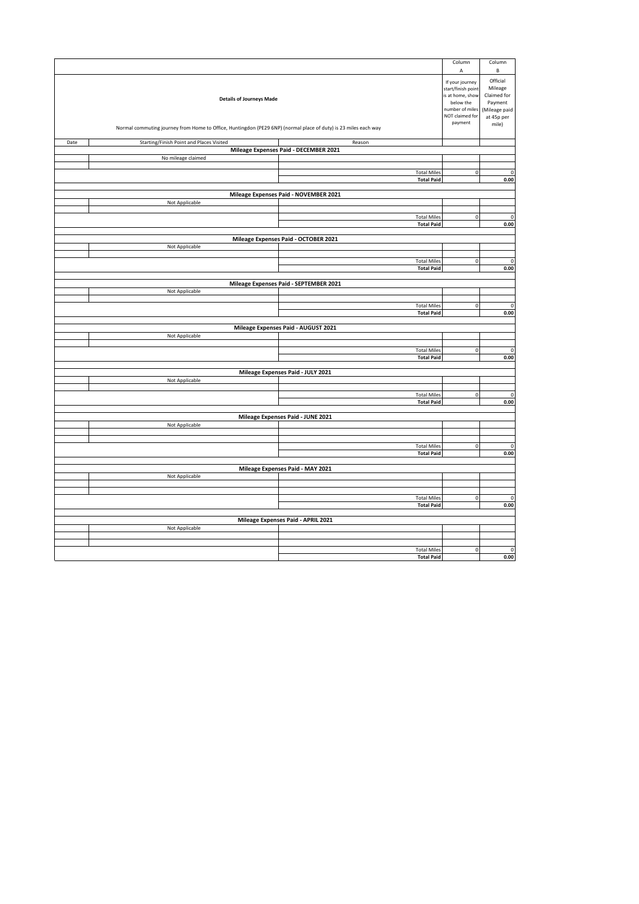| Date | Starting/Finish Point and Places Visited | Reason | Column A<br>If your journey start/finish point is at home, show below the number of miles NOT claimed for payment | Column B<br>Official Mileage Claimed for Payment (Mileage paid at 45p per mile) |
|---|---|---|---|---|
| | **Details of Journeys Made**<br>Normal commuting journey from Home to Office, Huntingdon (PE29 6NP) (normal place of duty) is 23 miles each way | | | |
| | **Mileage Expenses Paid - DECEMBER 2021** | | | |
| | No mileage claimed | | | |
| | | Total Miles | 0 | 0 |
| | | Total Paid | | **0.00** |
| | **Mileage Expenses Paid - NOVEMBER 2021** | | | |
| | Not Applicable | | | |
| | | Total Miles | 0 | 0 |
| | | Total Paid | | **0.00** |
| | **Mileage Expenses Paid - OCTOBER 2021** | | | |
| | Not Applicable | | | |
| | | Total Miles | 0 | 0 |
| | | Total Paid | | **0.00** |
| | **Mileage Expenses Paid - SEPTEMBER 2021** | | | |
| | Not Applicable | | | |
| | | Total Miles | 0 | 0 |
| | | Total Paid | | **0.00** |
| | **Mileage Expenses Paid - AUGUST 2021** | | | |
| | Not Applicable | | | |
| | | Total Miles | 0 | 0 |
| | | Total Paid | | **0.00** |
| | **Mileage Expenses Paid - JULY 2021** | | | |
| | Not Applicable | | | |
| | | Total Miles | 0 | 0 |
| | | Total Paid | | **0.00** |
| | **Mileage Expenses Paid - JUNE 2021** | | | |
| | Not Applicable | | | |
| | | Total Miles | 0 | 0 |
| | | Total Paid | | **0.00** |
| | **Mileage Expenses Paid - MAY 2021** | | | |
| | Not Applicable | | | |
| | | Total Miles | 0 | 0 |
| | | Total Paid | | **0.00** |
| | **Mileage Expenses Paid - APRIL 2021** | | | |
| | Not Applicable | | | |
| | | Total Miles | 0 | 0 |
| | | Total Paid | | **0.00** |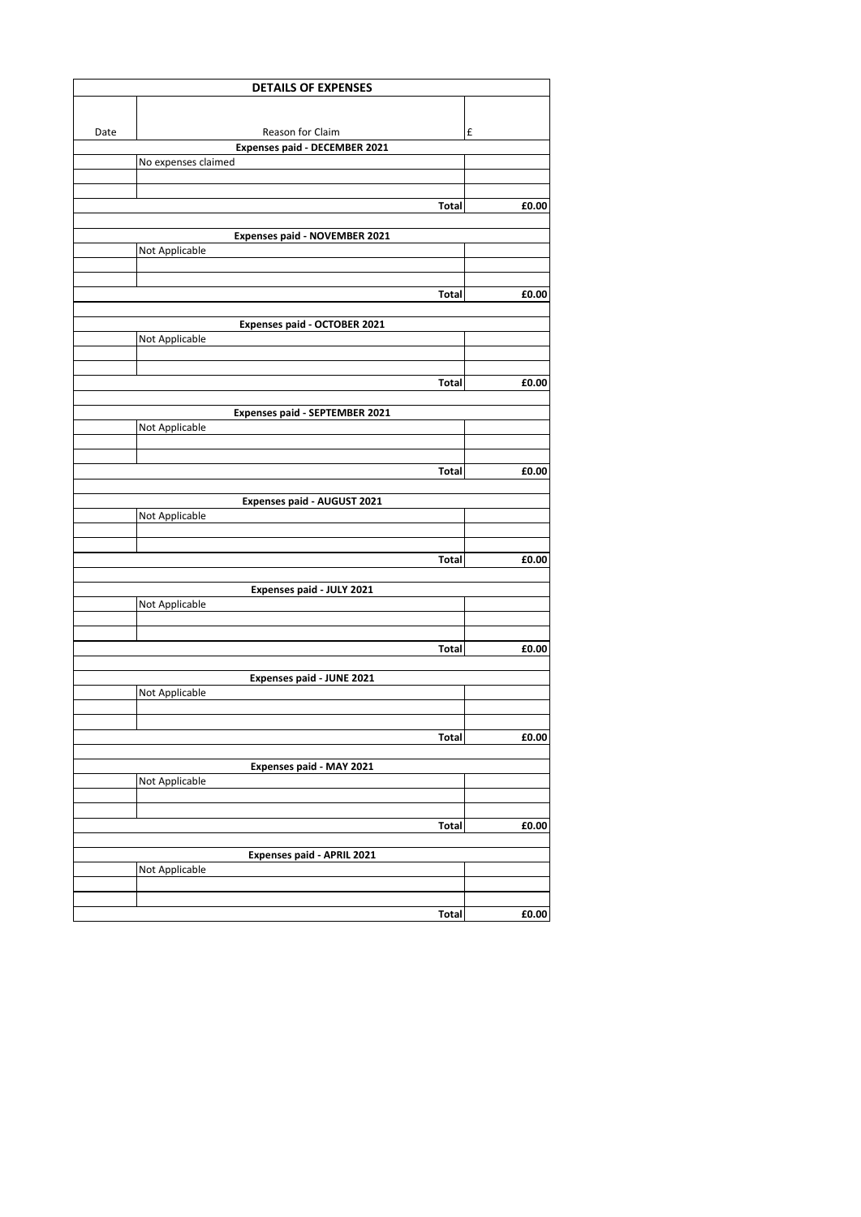| DETAILS OF EXPENSES | | |
|---|---|---|
| Date | Reason for Claim | £ |
| | **Expenses paid - DECEMBER 2021** | |
| | No expenses claimed | |
| | | |
| | | |
| | **Total** | **£0.00** |
| | | |
| | **Expenses paid - NOVEMBER 2021** | |
| | Not Applicable | |
| | | |
| | | |
| | **Total** | **£0.00** |
| | | |
| | **Expenses paid - OCTOBER 2021** | |
| | Not Applicable | |
| | | |
| | | |
| | **Total** | **£0.00** |
| | | |
| | **Expenses paid - SEPTEMBER 2021** | |
| | Not Applicable | |
| | | |
| | | |
| | **Total** | **£0.00** |
| | | |
| | **Expenses paid - AUGUST 2021** | |
| | Not Applicable | |
| | | |
| | | |
| | **Total** | **£0.00** |
| | | |
| | **Expenses paid - JULY 2021** | |
| | Not Applicable | |
| | | |
| | | |
| | **Total** | **£0.00** |
| | | |
| | **Expenses paid - JUNE 2021** | |
| | Not Applicable | |
| | | |
| | | |
| | **Total** | **£0.00** |
| | | |
| | **Expenses paid - MAY 2021** | |
| | Not Applicable | |
| | | |
| | | |
| | **Total** | **£0.00** |
| | | |
| | **Expenses paid - APRIL 2021** | |
| | Not Applicable | |
| | | |
| | | |
| | **Total** | **£0.00** |